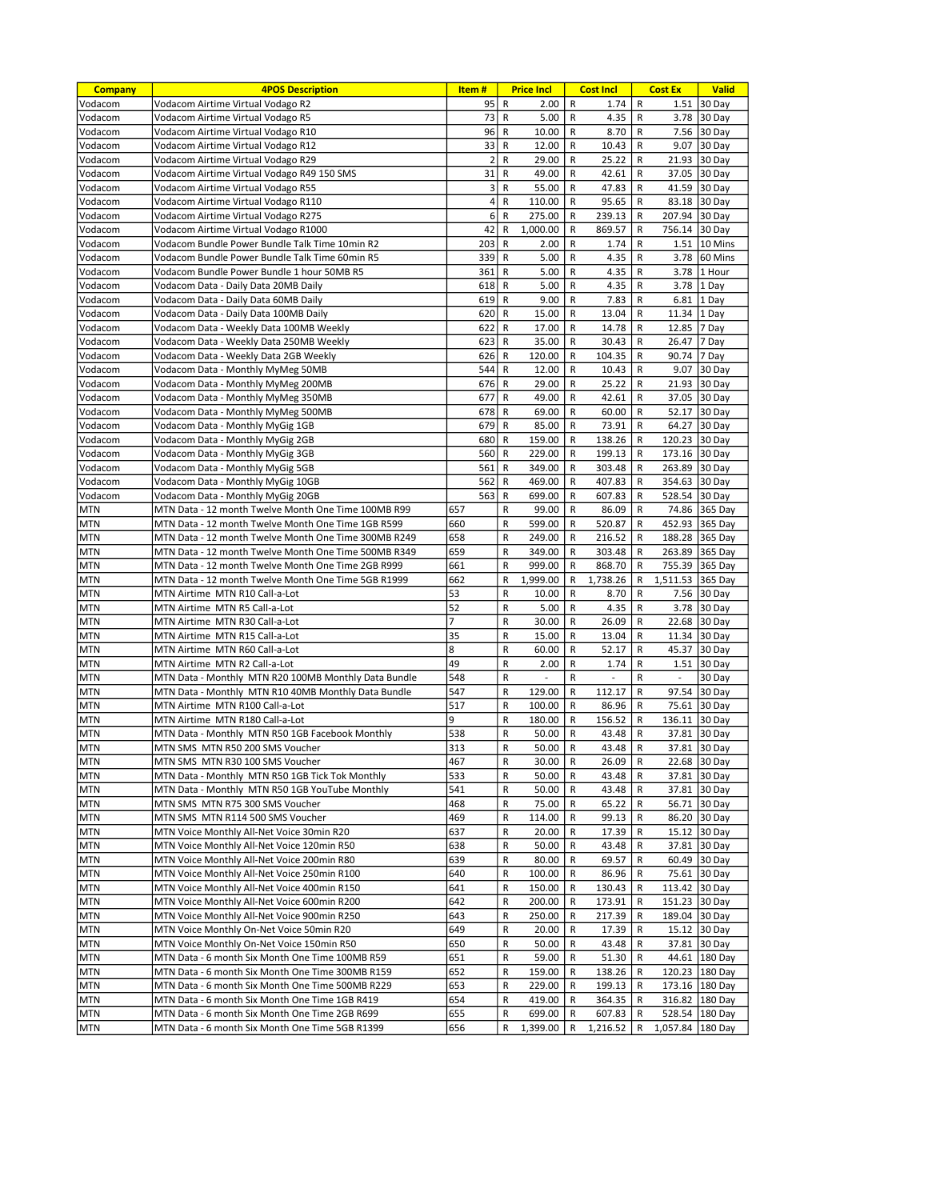| Company | 4POS Description | Item # | Price Incl | Cost Incl | Cost Ex | Valid |
|---|---|---|---|---|---|---|
| Vodacom | Vodacom Airtime Virtual Vodago R2 | 95 | R 2.00 | R 1.74 | R 1.51 | 30 Day |
| Vodacom | Vodacom Airtime Virtual Vodago R5 | 73 | R 5.00 | R 4.35 | R 3.78 | 30 Day |
| Vodacom | Vodacom Airtime Virtual Vodago R10 | 96 | R 10.00 | R 8.70 | R 7.56 | 30 Day |
| Vodacom | Vodacom Airtime Virtual Vodago R12 | 33 | R 12.00 | R 10.43 | R 9.07 | 30 Day |
| Vodacom | Vodacom Airtime Virtual Vodago R29 | 2 | R 29.00 | R 25.22 | R 21.93 | 30 Day |
| Vodacom | Vodacom Airtime Virtual Vodago R49 150 SMS | 31 | R 49.00 | R 42.61 | R 37.05 | 30 Day |
| Vodacom | Vodacom Airtime Virtual Vodago R55 | 3 | R 55.00 | R 47.83 | R 41.59 | 30 Day |
| Vodacom | Vodacom Airtime Virtual Vodago R110 | 4 | R 110.00 | R 95.65 | R 83.18 | 30 Day |
| Vodacom | Vodacom Airtime Virtual Vodago R275 | 6 | R 275.00 | R 239.13 | R 207.94 | 30 Day |
| Vodacom | Vodacom Airtime Virtual Vodago R1000 | 42 | R 1,000.00 | R 869.57 | R 756.14 | 30 Day |
| Vodacom | Vodacom Bundle Power Bundle Talk Time 10min R2 | 203 | R 2.00 | R 1.74 | R 1.51 | 10 Mins |
| Vodacom | Vodacom Bundle Power Bundle Talk Time 60min R5 | 339 | R 5.00 | R 4.35 | R 3.78 | 60 Mins |
| Vodacom | Vodacom Bundle Power Bundle 1 hour 50MB R5 | 361 | R 5.00 | R 4.35 | R 3.78 | 1 Hour |
| Vodacom | Vodacom Data - Daily Data 20MB Daily | 618 | R 5.00 | R 4.35 | R 3.78 | 1 Day |
| Vodacom | Vodacom Data - Daily Data 60MB Daily | 619 | R 9.00 | R 7.83 | R 6.81 | 1 Day |
| Vodacom | Vodacom Data - Daily Data 100MB Daily | 620 | R 15.00 | R 13.04 | R 11.34 | 1 Day |
| Vodacom | Vodacom Data - Weekly Data 100MB Weekly | 622 | R 17.00 | R 14.78 | R 12.85 | 7 Day |
| Vodacom | Vodacom Data - Weekly Data 250MB Weekly | 623 | R 35.00 | R 30.43 | R 26.47 | 7 Day |
| Vodacom | Vodacom Data - Weekly Data 2GB Weekly | 626 | R 120.00 | R 104.35 | R 90.74 | 7 Day |
| Vodacom | Vodacom Data - Monthly MyMeg 50MB | 544 | R 12.00 | R 10.43 | R 9.07 | 30 Day |
| Vodacom | Vodacom Data - Monthly MyMeg 200MB | 676 | R 29.00 | R 25.22 | R 21.93 | 30 Day |
| Vodacom | Vodacom Data - Monthly MyMeg 350MB | 677 | R 49.00 | R 42.61 | R 37.05 | 30 Day |
| Vodacom | Vodacom Data - Monthly MyMeg 500MB | 678 | R 69.00 | R 60.00 | R 52.17 | 30 Day |
| Vodacom | Vodacom Data - Monthly MyGig 1GB | 679 | R 85.00 | R 73.91 | R 64.27 | 30 Day |
| Vodacom | Vodacom Data - Monthly MyGig 2GB | 680 | R 159.00 | R 138.26 | R 120.23 | 30 Day |
| Vodacom | Vodacom Data - Monthly MyGig 3GB | 560 | R 229.00 | R 199.13 | R 173.16 | 30 Day |
| Vodacom | Vodacom Data - Monthly MyGig 5GB | 561 | R 349.00 | R 303.48 | R 263.89 | 30 Day |
| Vodacom | Vodacom Data - Monthly MyGig 10GB | 562 | R 469.00 | R 407.83 | R 354.63 | 30 Day |
| Vodacom | Vodacom Data - Monthly MyGig 20GB | 563 | R 699.00 | R 607.83 | R 528.54 | 30 Day |
| MTN | MTN Data - 12 month Twelve Month One Time 100MB R99 | 657 | R 99.00 | R 86.09 | R 74.86 | 365 Day |
| MTN | MTN Data - 12 month Twelve Month One Time 1GB R599 | 660 | R 599.00 | R 520.87 | R 452.93 | 365 Day |
| MTN | MTN Data - 12 month Twelve Month One Time 300MB R249 | 658 | R 249.00 | R 216.52 | R 188.28 | 365 Day |
| MTN | MTN Data - 12 month Twelve Month One Time 500MB R349 | 659 | R 349.00 | R 303.48 | R 263.89 | 365 Day |
| MTN | MTN Data - 12 month Twelve Month One Time 2GB R999 | 661 | R 999.00 | R 868.70 | R 755.39 | 365 Day |
| MTN | MTN Data - 12 month Twelve Month One Time 5GB R1999 | 662 | R 1,999.00 | R 1,738.26 | R 1,511.53 | 365 Day |
| MTN | MTN Airtime MTN R10 Call-a-Lot | 53 | R 10.00 | R 8.70 | R 7.56 | 30 Day |
| MTN | MTN Airtime MTN R5 Call-a-Lot | 52 | R 5.00 | R 4.35 | R 3.78 | 30 Day |
| MTN | MTN Airtime MTN R30 Call-a-Lot | 7 | R 30.00 | R 26.09 | R 22.68 | 30 Day |
| MTN | MTN Airtime MTN R15 Call-a-Lot | 35 | R 15.00 | R 13.04 | R 11.34 | 30 Day |
| MTN | MTN Airtime MTN R60 Call-a-Lot | 8 | R 60.00 | R 52.17 | R 45.37 | 30 Day |
| MTN | MTN Airtime MTN R2 Call-a-Lot | 49 | R 2.00 | R 1.74 | R 1.51 | 30 Day |
| MTN | MTN Data - Monthly MTN R20 100MB Monthly Data Bundle | 548 | R - | R - | R - | 30 Day |
| MTN | MTN Data - Monthly MTN R10 40MB Monthly Data Bundle | 547 | R 129.00 | R 112.17 | R 97.54 | 30 Day |
| MTN | MTN Airtime MTN R100 Call-a-Lot | 517 | R 100.00 | R 86.96 | R 75.61 | 30 Day |
| MTN | MTN Airtime MTN R180 Call-a-Lot | 9 | R 180.00 | R 156.52 | R 136.11 | 30 Day |
| MTN | MTN Data - Monthly MTN R50 1GB Facebook Monthly | 538 | R 50.00 | R 43.48 | R 37.81 | 30 Day |
| MTN | MTN SMS MTN R50 200 SMS Voucher | 313 | R 50.00 | R 43.48 | R 37.81 | 30 Day |
| MTN | MTN SMS MTN R30 100 SMS Voucher | 467 | R 30.00 | R 26.09 | R 22.68 | 30 Day |
| MTN | MTN Data - Monthly MTN R50 1GB Tick Tok Monthly | 533 | R 50.00 | R 43.48 | R 37.81 | 30 Day |
| MTN | MTN Data - Monthly MTN R50 1GB YouTube Monthly | 541 | R 50.00 | R 43.48 | R 37.81 | 30 Day |
| MTN | MTN SMS MTN R75 300 SMS Voucher | 468 | R 75.00 | R 65.22 | R 56.71 | 30 Day |
| MTN | MTN SMS MTN R114 500 SMS Voucher | 469 | R 114.00 | R 99.13 | R 86.20 | 30 Day |
| MTN | MTN Voice Monthly All-Net Voice 30min R20 | 637 | R 20.00 | R 17.39 | R 15.12 | 30 Day |
| MTN | MTN Voice Monthly All-Net Voice 120min R50 | 638 | R 50.00 | R 43.48 | R 37.81 | 30 Day |
| MTN | MTN Voice Monthly All-Net Voice 200min R80 | 639 | R 80.00 | R 69.57 | R 60.49 | 30 Day |
| MTN | MTN Voice Monthly All-Net Voice 250min R100 | 640 | R 100.00 | R 86.96 | R 75.61 | 30 Day |
| MTN | MTN Voice Monthly All-Net Voice 400min R150 | 641 | R 150.00 | R 130.43 | R 113.42 | 30 Day |
| MTN | MTN Voice Monthly All-Net Voice 600min R200 | 642 | R 200.00 | R 173.91 | R 151.23 | 30 Day |
| MTN | MTN Voice Monthly All-Net Voice 900min R250 | 643 | R 250.00 | R 217.39 | R 189.04 | 30 Day |
| MTN | MTN Voice Monthly On-Net Voice 50min R20 | 649 | R 20.00 | R 17.39 | R 15.12 | 30 Day |
| MTN | MTN Voice Monthly On-Net Voice 150min R50 | 650 | R 50.00 | R 43.48 | R 37.81 | 30 Day |
| MTN | MTN Data - 6 month Six Month One Time 100MB R59 | 651 | R 59.00 | R 51.30 | R 44.61 | 180 Day |
| MTN | MTN Data - 6 month Six Month One Time 300MB R159 | 652 | R 159.00 | R 138.26 | R 120.23 | 180 Day |
| MTN | MTN Data - 6 month Six Month One Time 500MB R229 | 653 | R 229.00 | R 199.13 | R 173.16 | 180 Day |
| MTN | MTN Data - 6 month Six Month One Time 1GB R419 | 654 | R 419.00 | R 364.35 | R 316.82 | 180 Day |
| MTN | MTN Data - 6 month Six Month One Time 2GB R699 | 655 | R 699.00 | R 607.83 | R 528.54 | 180 Day |
| MTN | MTN Data - 6 month Six Month One Time 5GB R1399 | 656 | R 1,399.00 | R 1,216.52 | R 1,057.84 | 180 Day |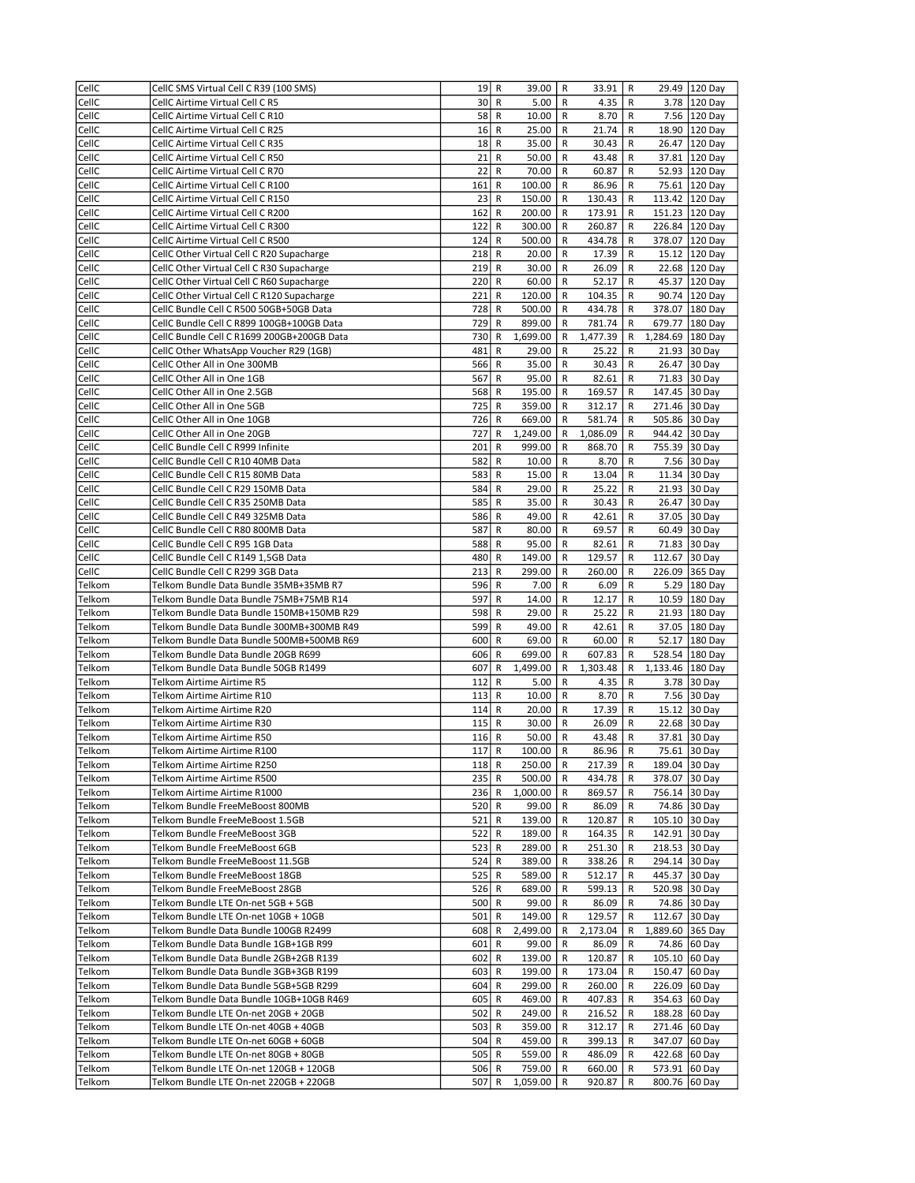| | | | | | | | | | |
|---|---|---|---|---|---|---|---|---|---|
| CellC | CellC SMS Virtual Cell C R39 (100 SMS) | 19 | R | 39.00 | R | 33.91 | R | 29.49 | 120 Day |
| CellC | CellC Airtime Virtual Cell C R5 | 30 | R | 5.00 | R | 4.35 | R | 3.78 | 120 Day |
| CellC | CellC Airtime Virtual Cell C R10 | 58 | R | 10.00 | R | 8.70 | R | 7.56 | 120 Day |
| CellC | CellC Airtime Virtual Cell C R25 | 16 | R | 25.00 | R | 21.74 | R | 18.90 | 120 Day |
| CellC | CellC Airtime Virtual Cell C R35 | 18 | R | 35.00 | R | 30.43 | R | 26.47 | 120 Day |
| CellC | CellC Airtime Virtual Cell C R50 | 21 | R | 50.00 | R | 43.48 | R | 37.81 | 120 Day |
| CellC | CellC Airtime Virtual Cell C R70 | 22 | R | 70.00 | R | 60.87 | R | 52.93 | 120 Day |
| CellC | CellC Airtime Virtual Cell C R100 | 161 | R | 100.00 | R | 86.96 | R | 75.61 | 120 Day |
| CellC | CellC Airtime Virtual Cell C R150 | 23 | R | 150.00 | R | 130.43 | R | 113.42 | 120 Day |
| CellC | CellC Airtime Virtual Cell C R200 | 162 | R | 200.00 | R | 173.91 | R | 151.23 | 120 Day |
| CellC | CellC Airtime Virtual Cell C R300 | 122 | R | 300.00 | R | 260.87 | R | 226.84 | 120 Day |
| CellC | CellC Airtime Virtual Cell C R500 | 124 | R | 500.00 | R | 434.78 | R | 378.07 | 120 Day |
| CellC | CellC Other Virtual Cell C R20 Supacharge | 218 | R | 20.00 | R | 17.39 | R | 15.12 | 120 Day |
| CellC | CellC Other Virtual Cell C R30 Supacharge | 219 | R | 30.00 | R | 26.09 | R | 22.68 | 120 Day |
| CellC | CellC Other Virtual Cell C R60 Supacharge | 220 | R | 60.00 | R | 52.17 | R | 45.37 | 120 Day |
| CellC | CellC Other Virtual Cell C R120 Supacharge | 221 | R | 120.00 | R | 104.35 | R | 90.74 | 120 Day |
| CellC | CellC Bundle Cell C R500 50GB+50GB Data | 728 | R | 500.00 | R | 434.78 | R | 378.07 | 180 Day |
| CellC | CellC Bundle Cell C R899 100GB+100GB Data | 729 | R | 899.00 | R | 781.74 | R | 679.77 | 180 Day |
| CellC | CellC Bundle Cell C R1699 200GB+200GB Data | 730 | R | 1,699.00 | R | 1,477.39 | R | 1,284.69 | 180 Day |
| CellC | CellC Other WhatsApp Voucher R29 (1GB) | 481 | R | 29.00 | R | 25.22 | R | 21.93 | 30 Day |
| CellC | CellC Other All in One 300MB | 566 | R | 35.00 | R | 30.43 | R | 26.47 | 30 Day |
| CellC | CellC Other All in One 1GB | 567 | R | 95.00 | R | 82.61 | R | 71.83 | 30 Day |
| CellC | CellC Other All in One 2.5GB | 568 | R | 195.00 | R | 169.57 | R | 147.45 | 30 Day |
| CellC | CellC Other All in One 5GB | 725 | R | 359.00 | R | 312.17 | R | 271.46 | 30 Day |
| CellC | CellC Other All in One 10GB | 726 | R | 669.00 | R | 581.74 | R | 505.86 | 30 Day |
| CellC | CellC Other All in One 20GB | 727 | R | 1,249.00 | R | 1,086.09 | R | 944.42 | 30 Day |
| CellC | CellC Bundle Cell C R999 Infinite | 201 | R | 999.00 | R | 868.70 | R | 755.39 | 30 Day |
| CellC | CellC Bundle Cell C R10 40MB Data | 582 | R | 10.00 | R | 8.70 | R | 7.56 | 30 Day |
| CellC | CellC Bundle Cell C R15 80MB Data | 583 | R | 15.00 | R | 13.04 | R | 11.34 | 30 Day |
| CellC | CellC Bundle Cell C R29 150MB Data | 584 | R | 29.00 | R | 25.22 | R | 21.93 | 30 Day |
| CellC | CellC Bundle Cell C R35 250MB Data | 585 | R | 35.00 | R | 30.43 | R | 26.47 | 30 Day |
| CellC | CellC Bundle Cell C R49 325MB Data | 586 | R | 49.00 | R | 42.61 | R | 37.05 | 30 Day |
| CellC | CellC Bundle Cell C R80 800MB Data | 587 | R | 80.00 | R | 69.57 | R | 60.49 | 30 Day |
| CellC | CellC Bundle Cell C R95 1GB Data | 588 | R | 95.00 | R | 82.61 | R | 71.83 | 30 Day |
| CellC | CellC Bundle Cell C R149 1,5GB Data | 480 | R | 149.00 | R | 129.57 | R | 112.67 | 30 Day |
| CellC | CellC Bundle Cell C R299 3GB Data | 213 | R | 299.00 | R | 260.00 | R | 226.09 | 365 Day |
| Telkom | Telkom Bundle Data Bundle 35MB+35MB R7 | 596 | R | 7.00 | R | 6.09 | R | 5.29 | 180 Day |
| Telkom | Telkom Bundle Data Bundle 75MB+75MB R14 | 597 | R | 14.00 | R | 12.17 | R | 10.59 | 180 Day |
| Telkom | Telkom Bundle Data Bundle 150MB+150MB R29 | 598 | R | 29.00 | R | 25.22 | R | 21.93 | 180 Day |
| Telkom | Telkom Bundle Data Bundle 300MB+300MB R49 | 599 | R | 49.00 | R | 42.61 | R | 37.05 | 180 Day |
| Telkom | Telkom Bundle Data Bundle 500MB+500MB R69 | 600 | R | 69.00 | R | 60.00 | R | 52.17 | 180 Day |
| Telkom | Telkom Bundle Data Bundle 20GB R699 | 606 | R | 699.00 | R | 607.83 | R | 528.54 | 180 Day |
| Telkom | Telkom Bundle Data Bundle 50GB R1499 | 607 | R | 1,499.00 | R | 1,303.48 | R | 1,133.46 | 180 Day |
| Telkom | Telkom Airtime Airtime R5 | 112 | R | 5.00 | R | 4.35 | R | 3.78 | 30 Day |
| Telkom | Telkom Airtime Airtime R10 | 113 | R | 10.00 | R | 8.70 | R | 7.56 | 30 Day |
| Telkom | Telkom Airtime Airtime R20 | 114 | R | 20.00 | R | 17.39 | R | 15.12 | 30 Day |
| Telkom | Telkom Airtime Airtime R30 | 115 | R | 30.00 | R | 26.09 | R | 22.68 | 30 Day |
| Telkom | Telkom Airtime Airtime R50 | 116 | R | 50.00 | R | 43.48 | R | 37.81 | 30 Day |
| Telkom | Telkom Airtime Airtime R100 | 117 | R | 100.00 | R | 86.96 | R | 75.61 | 30 Day |
| Telkom | Telkom Airtime Airtime R250 | 118 | R | 250.00 | R | 217.39 | R | 189.04 | 30 Day |
| Telkom | Telkom Airtime Airtime R500 | 235 | R | 500.00 | R | 434.78 | R | 378.07 | 30 Day |
| Telkom | Telkom Airtime Airtime R1000 | 236 | R | 1,000.00 | R | 869.57 | R | 756.14 | 30 Day |
| Telkom | Telkom Bundle FreeMeBoost 800MB | 520 | R | 99.00 | R | 86.09 | R | 74.86 | 30 Day |
| Telkom | Telkom Bundle FreeMeBoost 1.5GB | 521 | R | 139.00 | R | 120.87 | R | 105.10 | 30 Day |
| Telkom | Telkom Bundle FreeMeBoost 3GB | 522 | R | 189.00 | R | 164.35 | R | 142.91 | 30 Day |
| Telkom | Telkom Bundle FreeMeBoost 6GB | 523 | R | 289.00 | R | 251.30 | R | 218.53 | 30 Day |
| Telkom | Telkom Bundle FreeMeBoost 11.5GB | 524 | R | 389.00 | R | 338.26 | R | 294.14 | 30 Day |
| Telkom | Telkom Bundle FreeMeBoost 18GB | 525 | R | 589.00 | R | 512.17 | R | 445.37 | 30 Day |
| Telkom | Telkom Bundle FreeMeBoost 28GB | 526 | R | 689.00 | R | 599.13 | R | 520.98 | 30 Day |
| Telkom | Telkom Bundle LTE On-net 5GB + 5GB | 500 | R | 99.00 | R | 86.09 | R | 74.86 | 30 Day |
| Telkom | Telkom Bundle LTE On-net 10GB + 10GB | 501 | R | 149.00 | R | 129.57 | R | 112.67 | 30 Day |
| Telkom | Telkom Bundle Data Bundle 100GB R2499 | 608 | R | 2,499.00 | R | 2,173.04 | R | 1,889.60 | 365 Day |
| Telkom | Telkom Bundle Data Bundle 1GB+1GB R99 | 601 | R | 99.00 | R | 86.09 | R | 74.86 | 60 Day |
| Telkom | Telkom Bundle Data Bundle 2GB+2GB R139 | 602 | R | 139.00 | R | 120.87 | R | 105.10 | 60 Day |
| Telkom | Telkom Bundle Data Bundle 3GB+3GB R199 | 603 | R | 199.00 | R | 173.04 | R | 150.47 | 60 Day |
| Telkom | Telkom Bundle Data Bundle 5GB+5GB R299 | 604 | R | 299.00 | R | 260.00 | R | 226.09 | 60 Day |
| Telkom | Telkom Bundle Data Bundle 10GB+10GB R469 | 605 | R | 469.00 | R | 407.83 | R | 354.63 | 60 Day |
| Telkom | Telkom Bundle LTE On-net 20GB + 20GB | 502 | R | 249.00 | R | 216.52 | R | 188.28 | 60 Day |
| Telkom | Telkom Bundle LTE On-net 40GB + 40GB | 503 | R | 359.00 | R | 312.17 | R | 271.46 | 60 Day |
| Telkom | Telkom Bundle LTE On-net 60GB + 60GB | 504 | R | 459.00 | R | 399.13 | R | 347.07 | 60 Day |
| Telkom | Telkom Bundle LTE On-net 80GB + 80GB | 505 | R | 559.00 | R | 486.09 | R | 422.68 | 60 Day |
| Telkom | Telkom Bundle LTE On-net 120GB + 120GB | 506 | R | 759.00 | R | 660.00 | R | 573.91 | 60 Day |
| Telkom | Telkom Bundle LTE On-net 220GB + 220GB | 507 | R | 1,059.00 | R | 920.87 | R | 800.76 | 60 Day |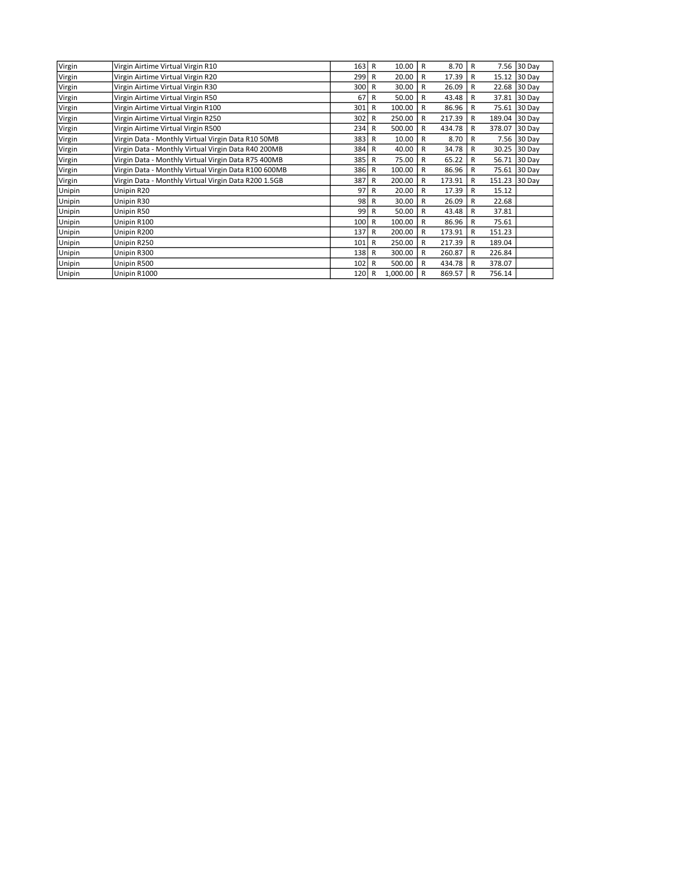| | | | | | | | | | |
|---|---|---|---|---|---|---|---|---|---|
| Virgin | Virgin Airtime Virtual Virgin R10 | 163 | R | 10.00 | R | 8.70 | R | 7.56 | 30 Day |
| Virgin | Virgin Airtime Virtual Virgin R20 | 299 | R | 20.00 | R | 17.39 | R | 15.12 | 30 Day |
| Virgin | Virgin Airtime Virtual Virgin R30 | 300 | R | 30.00 | R | 26.09 | R | 22.68 | 30 Day |
| Virgin | Virgin Airtime Virtual Virgin R50 | 67 | R | 50.00 | R | 43.48 | R | 37.81 | 30 Day |
| Virgin | Virgin Airtime Virtual Virgin R100 | 301 | R | 100.00 | R | 86.96 | R | 75.61 | 30 Day |
| Virgin | Virgin Airtime Virtual Virgin R250 | 302 | R | 250.00 | R | 217.39 | R | 189.04 | 30 Day |
| Virgin | Virgin Airtime Virtual Virgin R500 | 234 | R | 500.00 | R | 434.78 | R | 378.07 | 30 Day |
| Virgin | Virgin Data - Monthly Virtual Virgin Data R10 50MB | 383 | R | 10.00 | R | 8.70 | R | 7.56 | 30 Day |
| Virgin | Virgin Data - Monthly Virtual Virgin Data R40 200MB | 384 | R | 40.00 | R | 34.78 | R | 30.25 | 30 Day |
| Virgin | Virgin Data - Monthly Virtual Virgin Data R75 400MB | 385 | R | 75.00 | R | 65.22 | R | 56.71 | 30 Day |
| Virgin | Virgin Data - Monthly Virtual Virgin Data R100 600MB | 386 | R | 100.00 | R | 86.96 | R | 75.61 | 30 Day |
| Virgin | Virgin Data - Monthly Virtual Virgin Data R200 1.5GB | 387 | R | 200.00 | R | 173.91 | R | 151.23 | 30 Day |
| Unipin | Unipin R20 | 97 | R | 20.00 | R | 17.39 | R | 15.12 | |
| Unipin | Unipin R30 | 98 | R | 30.00 | R | 26.09 | R | 22.68 | |
| Unipin | Unipin R50 | 99 | R | 50.00 | R | 43.48 | R | 37.81 | |
| Unipin | Unipin R100 | 100 | R | 100.00 | R | 86.96 | R | 75.61 | |
| Unipin | Unipin R200 | 137 | R | 200.00 | R | 173.91 | R | 151.23 | |
| Unipin | Unipin R250 | 101 | R | 250.00 | R | 217.39 | R | 189.04 | |
| Unipin | Unipin R300 | 138 | R | 300.00 | R | 260.87 | R | 226.84 | |
| Unipin | Unipin R500 | 102 | R | 500.00 | R | 434.78 | R | 378.07 | |
| Unipin | Unipin R1000 | 120 | R | 1,000.00 | R | 869.57 | R | 756.14 | |